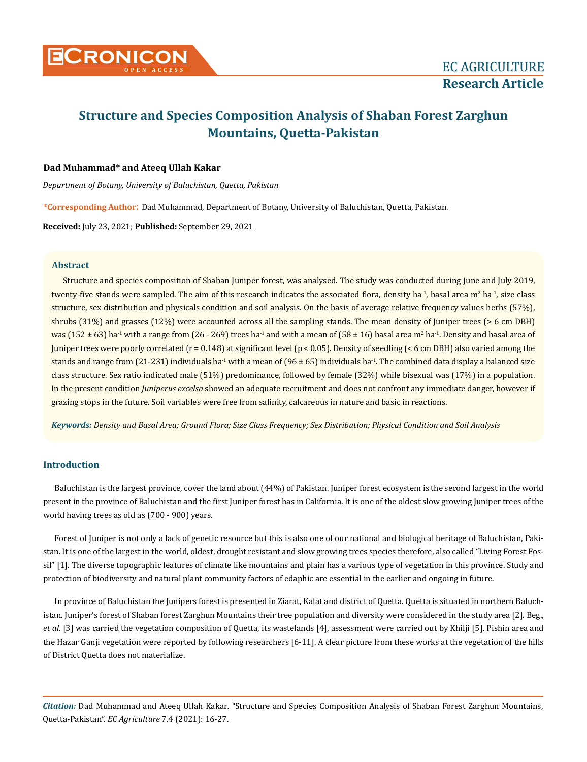# Structure and Species Composition Analysis of Shaban Forest Zarghun Mountains, Quetta-Pakistan

**Dad Muhammad\* and Ateeq Ullah Kakar**

*Department of Botany, University of Baluchistan, Quetta, Pakistan*

**\*Corresponding Author:** Dad Muhammad, Department of Botany, University of Baluchistan, Quetta, Pakistan.

**Received:** July 23, 2021; **Published:** September 29, 2021

## Abstract

Structure and species composition of Shaban Juniper forest, was analysed. The study was conducted during June and July 2019, twenty-five stands were sampled. The aim of this research indicates the associated flora, density $ha^{-1}$, basal area $m^2\ ha^{-1}$, size class structure, sex distribution and physicals condition and soil analysis. On the basis of average relative frequency values herbs (57%), shrubs (31%) and grasses (12%) were accounted across all the sampling stands. The mean density of Juniper trees (> 6 cm DBH) was (152 ± 63) $ha^{-1}$ with a range from (26 - 269) trees $ha^{-1}$ and with a mean of (58 ± 16) basal area $m^2\ ha^{-1}$. Density and basal area of Juniper trees were poorly correlated ($r = 0.148$) at significant level ($p < 0.05$). Density of seedling (< 6 cm DBH) also varied among the stands and range from (21-231) individuals $ha^{-1}$ with a mean of (96 ± 65) individuals $ha^{-1}$. The combined data display a balanced size class structure. Sex ratio indicated male (51%) predominance, followed by female (32%) while bisexual was (17%) in a population. In the present condition *Juniperus excelsa* showed an adequate recruitment and does not confront any immediate danger, however if grazing stops in the future. Soil variables were free from salinity, calcareous in nature and basic in reactions.

***Keywords:*** *Density and Basal Area; Ground Flora; Size Class Frequency; Sex Distribution; Physical Condition and Soil Analysis*

## Introduction

Baluchistan is the largest province, cover the land about (44%) of Pakistan. Juniper forest ecosystem is the second largest in the world present in the province of Baluchistan and the first Juniper forest has in California. It is one of the oldest slow growing Juniper trees of the world having trees as old as (700 - 900) years.

Forest of Juniper is not only a lack of genetic resource but this is also one of our national and biological heritage of Baluchistan, Pakistan. It is one of the largest in the world, oldest, drought resistant and slow growing trees species therefore, also called "Living Forest Fossil" [1]. The diverse topographic features of climate like mountains and plain has a various type of vegetation in this province. Study and protection of biodiversity and natural plant community factors of edaphic are essential in the earlier and ongoing in future.

In province of Baluchistan the Junipers forest is presented in Ziarat, Kalat and district of Quetta. Quetta is situated in northern Baluchistan. Juniper's forest of Shaban forest Zarghun Mountains their tree population and diversity were considered in the study area [2]. Beg., *et al*. [3] was carried the vegetation composition of Quetta, its wastelands [4], assessment were carried out by Khilji [5]. Pishin area and the Hazar Ganji vegetation were reported by following researchers [6-11]. A clear picture from these works at the vegetation of the hills of District Quetta does not materialize.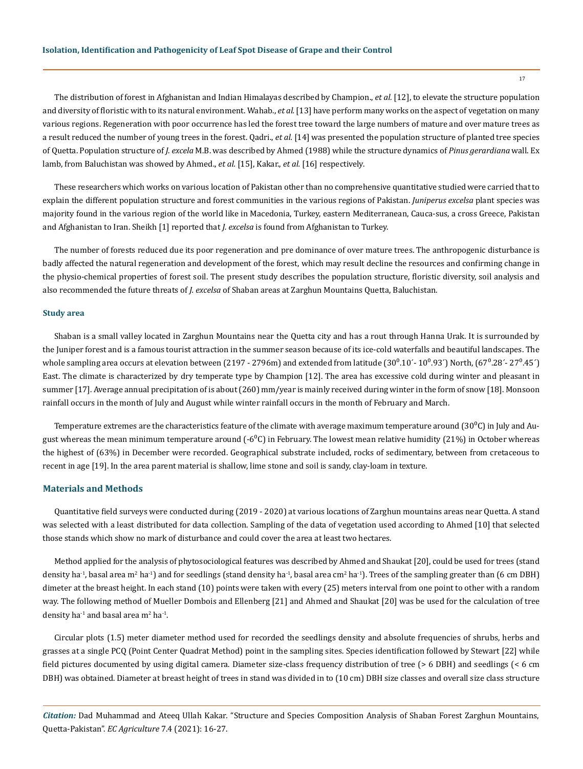The distribution of forest in Afghanistan and Indian Himalayas described by Champion., *et al.* [12], to elevate the structure population and diversity of floristic with to its natural environment. Wahab., *et al.* [13] have perform many works on the aspect of vegetation on many various regions. Regeneration with poor occurrence has led the forest tree toward the large numbers of mature and over mature trees as a result reduced the number of young trees in the forest. Qadri., *et al.* [14] was presented the population structure of planted tree species of Quetta. Population structure of *J. excela* M.B. was described by Ahmed (1988) while the structure dynamics of *Pinus gerardiana* wall. Ex lamb, from Baluchistan was showed by Ahmed., *et al.* [15], Kakar., *et al.* [16] respectively.

These researchers which works on various location of Pakistan other than no comprehensive quantitative studied were carried that to explain the different population structure and forest communities in the various regions of Pakistan. *Juniperus excelsa* plant species was majority found in the various region of the world like in Macedonia, Turkey, eastern Mediterranean, Cauca-sus, a cross Greece, Pakistan and Afghanistan to Iran. Sheikh [1] reported that *J. excelsa* is found from Afghanistan to Turkey.

The number of forests reduced due its poor regeneration and pre dominance of over mature trees. The anthropogenic disturbance is badly affected the natural regeneration and development of the forest, which may result decline the resources and confirming change in the physio-chemical properties of forest soil. The present study describes the population structure, floristic diversity, soil analysis and also recommended the future threats of *J. excelsa* of Shaban areas at Zarghun Mountains Quetta, Baluchistan.

### Study area

Shaban is a small valley located in Zarghun Mountains near the Quetta city and has a rout through Hanna Urak. It is surrounded by the Juniper forest and is a famous tourist attraction in the summer season because of its ice-cold waterfalls and beautiful landscapes. The whole sampling area occurs at elevation between (2197 - 2796m) and extended from latitude ($30^0$.10´- $10^0$.93´) North, ($67^0$.28´- $27^0$.45´) East. The climate is characterized by dry temperate type by Champion [12]. The area has excessive cold during winter and pleasant in summer [17]. Average annual precipitation of is about (260) mm/year is mainly received during winter in the form of snow [18]. Monsoon rainfall occurs in the month of July and August while winter rainfall occurs in the month of February and March.

Temperature extremes are the characteristics feature of the climate with average maximum temperature around ($30^0$C) in July and August whereas the mean minimum temperature around (-$6^0$C) in February. The lowest mean relative humidity (21%) in October whereas the highest of (63%) in December were recorded. Geographical substrate included, rocks of sedimentary, between from cretaceous to recent in age [19]. In the area parent material is shallow, lime stone and soil is sandy, clay-loam in texture.

## Materials and Methods

Quantitative field surveys were conducted during (2019 - 2020) at various locations of Zarghun mountains areas near Quetta. A stand was selected with a least distributed for data collection. Sampling of the data of vegetation used according to Ahmed [10] that selected those stands which show no mark of disturbance and could cover the area at least two hectares.

Method applied for the analysis of phytosociological features was described by Ahmed and Shaukat [20], could be used for trees (stand density ha$^{-1}$, basal area m$^2$ ha$^{-1}$) and for seedlings (stand density ha$^{-1}$, basal area cm$^2$ ha$^{-1}$). Trees of the sampling greater than (6 cm DBH) dimeter at the breast height. In each stand (10) points were taken with every (25) meters interval from one point to other with a random way. The following method of Mueller Dombois and Ellenberg [21] and Ahmed and Shaukat [20] was be used for the calculation of tree density ha$^{-1}$ and basal area m$^2$ ha$^{-1}$.

Circular plots (1.5) meter diameter method used for recorded the seedlings density and absolute frequencies of shrubs, herbs and grasses at a single PCQ (Point Center Quadrat Method) point in the sampling sites. Species identification followed by Stewart [22] while field pictures documented by using digital camera. Diameter size-class frequency distribution of tree (> 6 DBH) and seedlings (< 6 cm DBH) was obtained. Diameter at breast height of trees in stand was divided in to (10 cm) DBH size classes and overall size class structure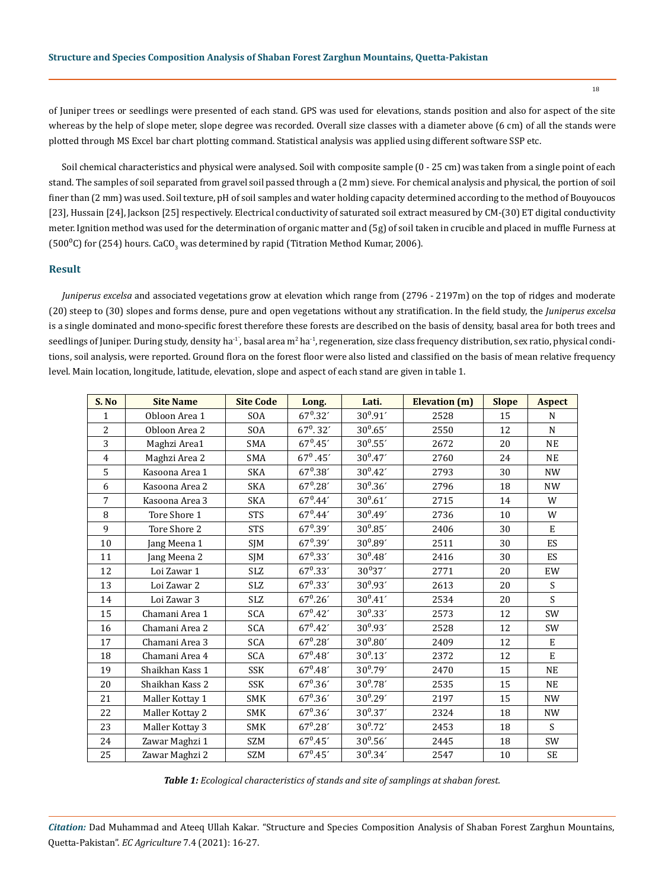of Juniper trees or seedlings were presented of each stand. GPS was used for elevations, stands position and also for aspect of the site whereas by the help of slope meter, slope degree was recorded. Overall size classes with a diameter above (6 cm) of all the stands were plotted through MS Excel bar chart plotting command. Statistical analysis was applied using different software SSP etc.

Soil chemical characteristics and physical were analysed. Soil with composite sample (0 - 25 cm) was taken from a single point of each stand. The samples of soil separated from gravel soil passed through a (2 mm) sieve. For chemical analysis and physical, the portion of soil finer than (2 mm) was used. Soil texture, pH of soil samples and water holding capacity determined according to the method of Bouyoucos [23], Hussain [24], Jackson [25] respectively. Electrical conductivity of saturated soil extract measured by CM-(30) ET digital conductivity meter. Ignition method was used for the determination of organic matter and (5g) of soil taken in crucible and placed in muffle Furness at ($500^0$C) for (254) hours. $CaCO_3$ was determined by rapid (Titration Method Kumar, 2006).

## Result

*Juniperus excelsa* and associated vegetations grow at elevation which range from (2796 - 2197m) on the top of ridges and moderate (20) steep to (30) slopes and forms dense, pure and open vegetations without any stratification. In the field study, the *Juniperus excelsa* is a single dominated and mono-specific forest therefore these forests are described on the basis of density, basal area for both trees and seedlings of Juniper. During study, density $ha^{-1}$, basal area $m^2\ ha^{-1}$, regeneration, size class frequency distribution, sex ratio, physical conditions, soil analysis, were reported. Ground flora on the forest floor were also listed and classified on the basis of mean relative frequency level. Main location, longitude, latitude, elevation, slope and aspect of each stand are given in table 1.

| S. No | Site Name | Site Code | Long. | Lati. | Elevation (m) | Slope | Aspect |
|---|---|---|---|---|---|---|---|
| 1 | Obloon Area 1 | SOA | $67^0.32'$ | $30^0.91'$ | 2528 | 15 | N |
| 2 | Obloon Area 2 | SOA | $67^0.32'$ | $30^0.65'$ | 2550 | 12 | N |
| 3 | Maghzi Area1 | SMA | $67^0.45'$ | $30^0.55'$ | 2672 | 20 | NE |
| 4 | Maghzi Area 2 | SMA | $67^0.45'$ | $30^0.47'$ | 2760 | 24 | NE |
| 5 | Kasoona Area 1 | SKA | $67^0.38'$ | $30^0.42'$ | 2793 | 30 | NW |
| 6 | Kasoona Area 2 | SKA | $67^0.28'$ | $30^0.36'$ | 2796 | 18 | NW |
| 7 | Kasoona Area 3 | SKA | $67^0.44'$ | $30^0.61'$ | 2715 | 14 | W |
| 8 | Tore Shore 1 | STS | $67^0.44'$ | $30^0.49'$ | 2736 | 10 | W |
| 9 | Tore Shore 2 | STS | $67^0.39'$ | $30^0.85'$ | 2406 | 30 | E |
| 10 | Jang Meena 1 | SJM | $67^0.39'$ | $30^0.89'$ | 2511 | 30 | ES |
| 11 | Jang Meena 2 | SJM | $67^0.33'$ | $30^0.48'$ | 2416 | 30 | ES |
| 12 | Loi Zawar 1 | SLZ | $67^0.33'$ | $30^037'$ | 2771 | 20 | EW |
| 13 | Loi Zawar 2 | SLZ | $67^0.33'$ | $30^0.93'$ | 2613 | 20 | S |
| 14 | Loi Zawar 3 | SLZ | $67^0.26'$ | $30^0.41'$ | 2534 | 20 | S |
| 15 | Chamani Area 1 | SCA | $67^0.42'$ | $30^0.33'$ | 2573 | 12 | SW |
| 16 | Chamani Area 2 | SCA | $67^0.42'$ | $30^0.93'$ | 2528 | 12 | SW |
| 17 | Chamani Area 3 | SCA | $67^0.28'$ | $30^0.80'$ | 2409 | 12 | E |
| 18 | Chamani Area 4 | SCA | $67^0.48'$ | $30^0.13'$ | 2372 | 12 | E |
| 19 | Shaikhan Kass 1 | SSK | $67^0.48'$ | $30^0.79'$ | 2470 | 15 | NE |
| 20 | Shaikhan Kass 2 | SSK | $67^0.36'$ | $30^0.78'$ | 2535 | 15 | NE |
| 21 | Maller Kottay 1 | SMK | $67^0.36'$ | $30^0.29'$ | 2197 | 15 | NW |
| 22 | Maller Kottay 2 | SMK | $67^0.36'$ | $30^0.37'$ | 2324 | 18 | NW |
| 23 | Maller Kottay 3 | SMK | $67^0.28'$ | $30^0.72'$ | 2453 | 18 | S |
| 24 | Zawar Maghzi 1 | SZM | $67^0.45'$ | $30^0.56'$ | 2445 | 18 | SW |
| 25 | Zawar Maghzi 2 | SZM | $67^0.45'$ | $30^0.34'$ | 2547 | 10 | SE |

***Table 1:*** *Ecological characteristics of stands and site of samplings at shaban forest.*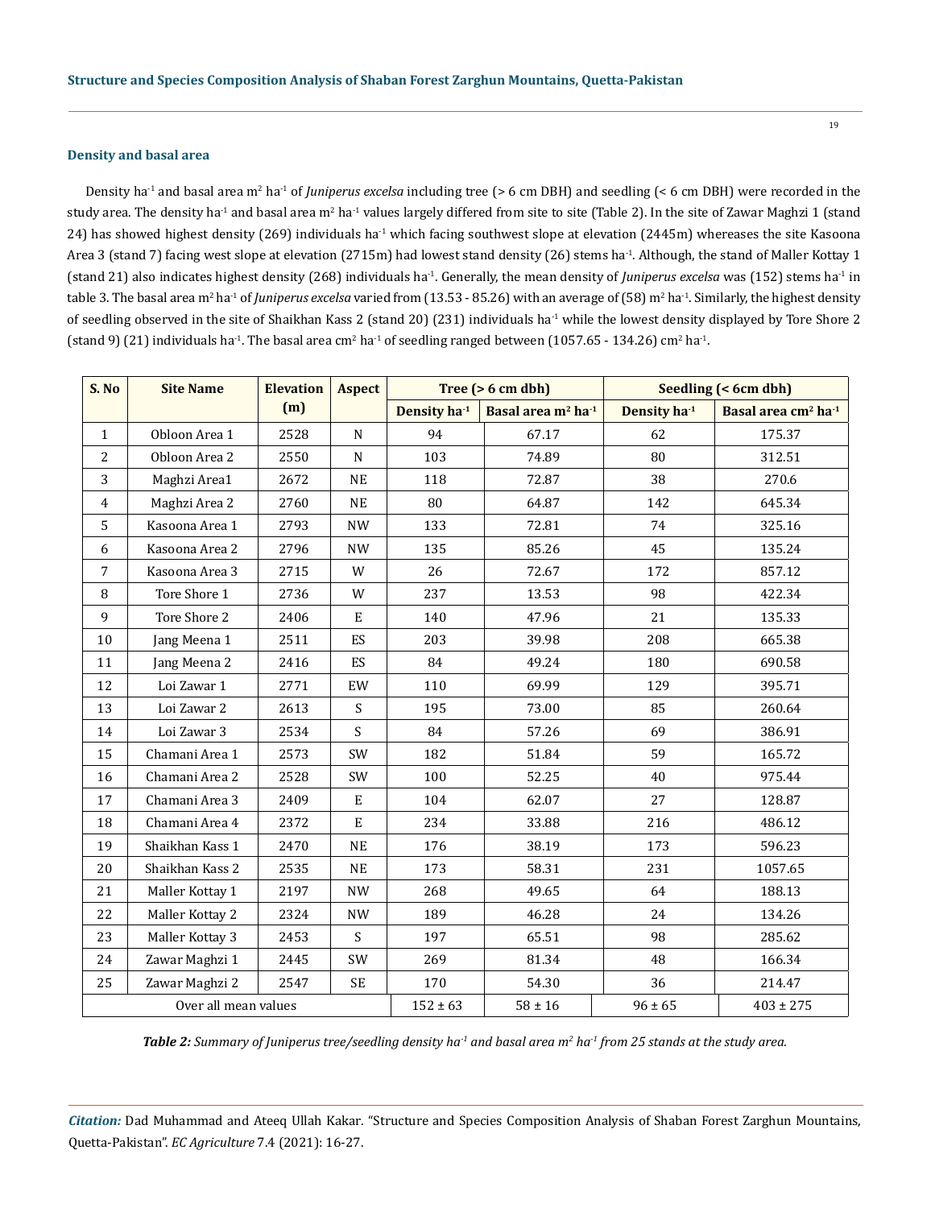## Density and basal area

Density $ha^{-1}$ and basal area $m^2\ ha^{-1}$ of *Juniperus excelsa* including tree (> 6 cm DBH) and seedling (< 6 cm DBH) were recorded in the study area. The density $ha^{-1}$ and basal area $m^2\ ha^{-1}$ values largely differed from site to site (Table 2). In the site of Zawar Maghzi 1 (stand 24) has showed highest density (269) individuals $ha^{-1}$ which facing southwest slope at elevation (2445m) whereases the site Kasoona Area 3 (stand 7) facing west slope at elevation (2715m) had lowest stand density (26) stems $ha^{-1}$. Although, the stand of Maller Kottay 1 (stand 21) also indicates highest density (268) individuals $ha^{-1}$. Generally, the mean density of *Juniperus excelsa* was (152) stems $ha^{-1}$ in table 3. The basal area $m^2\ ha^{-1}$ of *Juniperus excelsa* varied from (13.53 - 85.26) with an average of (58) $m^2\ ha^{-1}$. Similarly, the highest density of seedling observed in the site of Shaikhan Kass 2 (stand 20) (231) individuals $ha^{-1}$ while the lowest density displayed by Tore Shore 2 (stand 9) (21) individuals $ha^{-1}$. The basal area $cm^2\ ha^{-1}$ of seedling ranged between (1057.65 - 134.26) $cm^2\ ha^{-1}$.

| S. No | Site Name | Elevation (m) | Aspect | Tree (> 6 cm dbh) | | Seedling (< 6cm dbh) | |
|---|---|---|---|---|---|---|---|
| | | | | Density $ha^{-1}$ | Basal area $m^2\ ha^{-1}$ | Density $ha^{-1}$ | Basal area $cm^2\ ha^{-1}$ |
| 1 | Obloon Area 1 | 2528 | N | 94 | 67.17 | 62 | 175.37 |
| 2 | Obloon Area 2 | 2550 | N | 103 | 74.89 | 80 | 312.51 |
| 3 | Maghzi Area1 | 2672 | NE | 118 | 72.87 | 38 | 270.6 |
| 4 | Maghzi Area 2 | 2760 | NE | 80 | 64.87 | 142 | 645.34 |
| 5 | Kasoona Area 1 | 2793 | NW | 133 | 72.81 | 74 | 325.16 |
| 6 | Kasoona Area 2 | 2796 | NW | 135 | 85.26 | 45 | 135.24 |
| 7 | Kasoona Area 3 | 2715 | W | 26 | 72.67 | 172 | 857.12 |
| 8 | Tore Shore 1 | 2736 | W | 237 | 13.53 | 98 | 422.34 |
| 9 | Tore Shore 2 | 2406 | E | 140 | 47.96 | 21 | 135.33 |
| 10 | Jang Meena 1 | 2511 | ES | 203 | 39.98 | 208 | 665.38 |
| 11 | Jang Meena 2 | 2416 | ES | 84 | 49.24 | 180 | 690.58 |
| 12 | Loi Zawar 1 | 2771 | EW | 110 | 69.99 | 129 | 395.71 |
| 13 | Loi Zawar 2 | 2613 | S | 195 | 73.00 | 85 | 260.64 |
| 14 | Loi Zawar 3 | 2534 | S | 84 | 57.26 | 69 | 386.91 |
| 15 | Chamani Area 1 | 2573 | SW | 182 | 51.84 | 59 | 165.72 |
| 16 | Chamani Area 2 | 2528 | SW | 100 | 52.25 | 40 | 975.44 |
| 17 | Chamani Area 3 | 2409 | E | 104 | 62.07 | 27 | 128.87 |
| 18 | Chamani Area 4 | 2372 | E | 234 | 33.88 | 216 | 486.12 |
| 19 | Shaikhan Kass 1 | 2470 | NE | 176 | 38.19 | 173 | 596.23 |
| 20 | Shaikhan Kass 2 | 2535 | NE | 173 | 58.31 | 231 | 1057.65 |
| 21 | Maller Kottay 1 | 2197 | NW | 268 | 49.65 | 64 | 188.13 |
| 22 | Maller Kottay 2 | 2324 | NW | 189 | 46.28 | 24 | 134.26 |
| 23 | Maller Kottay 3 | 2453 | S | 197 | 65.51 | 98 | 285.62 |
| 24 | Zawar Maghzi 1 | 2445 | SW | 269 | 81.34 | 48 | 166.34 |
| 25 | Zawar Maghzi 2 | 2547 | SE | 170 | 54.30 | 36 | 214.47 |
| Over all mean values | | | | 152 ± 63 | 58 ± 16 | 96 ± 65 | 403 ± 275 |

***Table 2:*** *Summary of Juniperus tree/seedling density* $ha^{-1}$ *and basal area* $m^2\ ha^{-1}$ *from 25 stands at the study area.*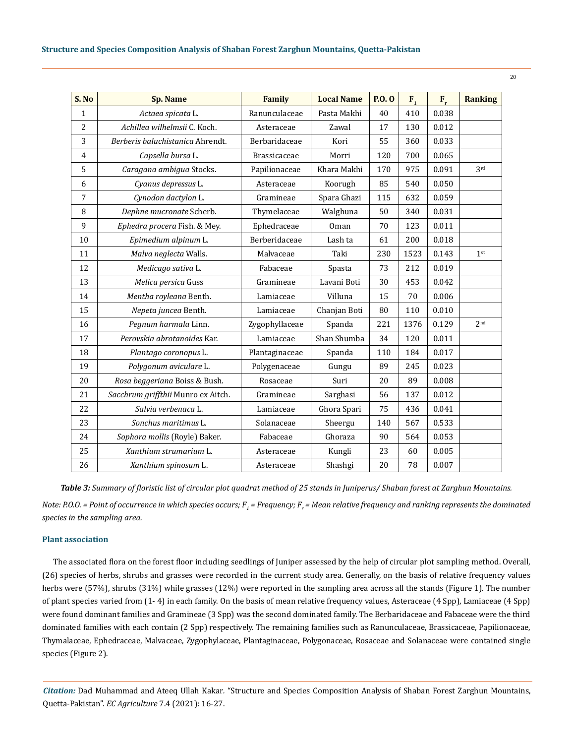| S. No | Sp. Name | Family | Local Name | P.O. O | $F_1$ | $F_r$ | Ranking |
|---|---|---|---|---|---|---|---|
| 1 | *Actaea spicata* L. | Ranunculaceae | Pasta Makhi | 40 | 410 | 0.038 | |
| 2 | *Achillea wilhelmsii* C. Koch. | Asteraceae | Zawal | 17 | 130 | 0.012 | |
| 3 | *Berberis baluchistanica* Ahrendt. | Berbaridaceae | Kori | 55 | 360 | 0.033 | |
| 4 | *Capsella bursa* L. | Brassicaceae | Morri | 120 | 700 | 0.065 | |
| 5 | *Caragana ambigua* Stocks. | Papilionaceae | Khara Makhi | 170 | 975 | 0.091 | 3rd |
| 6 | *Cyanus depressus* L. | Asteraceae | Koorugh | 85 | 540 | 0.050 | |
| 7 | *Cynodon dactylon* L. | Gramineae | Spara Ghazi | 115 | 632 | 0.059 | |
| 8 | *Dephne mucronate* Scherb. | Thymelaceae | Walghuna | 50 | 340 | 0.031 | |
| 9 | *Ephedra procera* Fish. & Mey. | Ephedraceae | Oman | 70 | 123 | 0.011 | |
| 10 | *Epimedium alpinum* L. | Berberidaceae | Lash ta | 61 | 200 | 0.018 | |
| 11 | *Malva neglecta* Walls. | Malvaceae | Taki | 230 | 1523 | 0.143 | 1st |
| 12 | *Medicago sativa* L. | Fabaceae | Spasta | 73 | 212 | 0.019 | |
| 13 | *Melica persica* Guss | Gramineae | Lavani Boti | 30 | 453 | 0.042 | |
| 14 | *Mentha royleana* Benth. | Lamiaceae | Villuna | 15 | 70 | 0.006 | |
| 15 | *Nepeta juncea* Benth. | Lamiaceae | Chanjan Boti | 80 | 110 | 0.010 | |
| 16 | *Pegnum harmala* Linn. | Zygophyllaceae | Spanda | 221 | 1376 | 0.129 | 2nd |
| 17 | *Perovskia abrotanoides* Kar. | Lamiaceae | Shan Shumba | 34 | 120 | 0.011 | |
| 18 | *Plantago coronopus* L. | Plantaginaceae | Spanda | 110 | 184 | 0.017 | |
| 19 | *Polygonum aviculare* L. | Polygenaceae | Gungu | 89 | 245 | 0.023 | |
| 20 | *Rosa beggeriana* Boiss & Bush. | Rosaceae | Suri | 20 | 89 | 0.008 | |
| 21 | *Sacchrum griffthii* Munro ex Aitch. | Gramineae | Sarghasi | 56 | 137 | 0.012 | |
| 22 | *Salvia verbenaca* L. | Lamiaceae | Ghora Spari | 75 | 436 | 0.041 | |
| 23 | *Sonchus maritimus* L. | Solanaceae | Sheergu | 140 | 567 | 0.533 | |
| 24 | *Sophora mollis* (Royle) Baker. | Fabaceae | Ghoraza | 90 | 564 | 0.053 | |
| 25 | *Xanthium strumarium* L. | Asteraceae | Kungli | 23 | 60 | 0.005 | |
| 26 | *Xanthium spinosum* L. | Asteraceae | Shashgi | 20 | 78 | 0.007 | |

***Table 3:*** *Summary of floristic list of circular plot quadrat method of 25 stands in Juniperus/ Shaban forest at Zarghun Mountains.*

*Note: P.O.O. = Point of occurrence in which species occurs; $F_1$ = Frequency; $F_r$ = Mean relative frequency and ranking represents the dominated species in the sampling area.*

### Plant association

The associated flora on the forest floor including seedlings of Juniper assessed by the help of circular plot sampling method. Overall, (26) species of herbs, shrubs and grasses were recorded in the current study area. Generally, on the basis of relative frequency values herbs were (57%), shrubs (31%) while grasses (12%) were reported in the sampling area across all the stands (Figure 1). The number of plant species varied from (1- 4) in each family. On the basis of mean relative frequency values, Asteraceae (4 Spp), Lamiaceae (4 Spp) were found dominant families and Gramineae (3 Spp) was the second dominated family. The Berbaridaceae and Fabaceae were the third dominated families with each contain (2 Spp) respectively. The remaining families such as Ranunculaceae, Brassicaceae, Papilionaceae, Thymalaceae, Ephedraceae, Malvaceae, Zygophylaceae, Plantaginaceae, Polygonaceae, Rosaceae and Solanaceae were contained single species (Figure 2).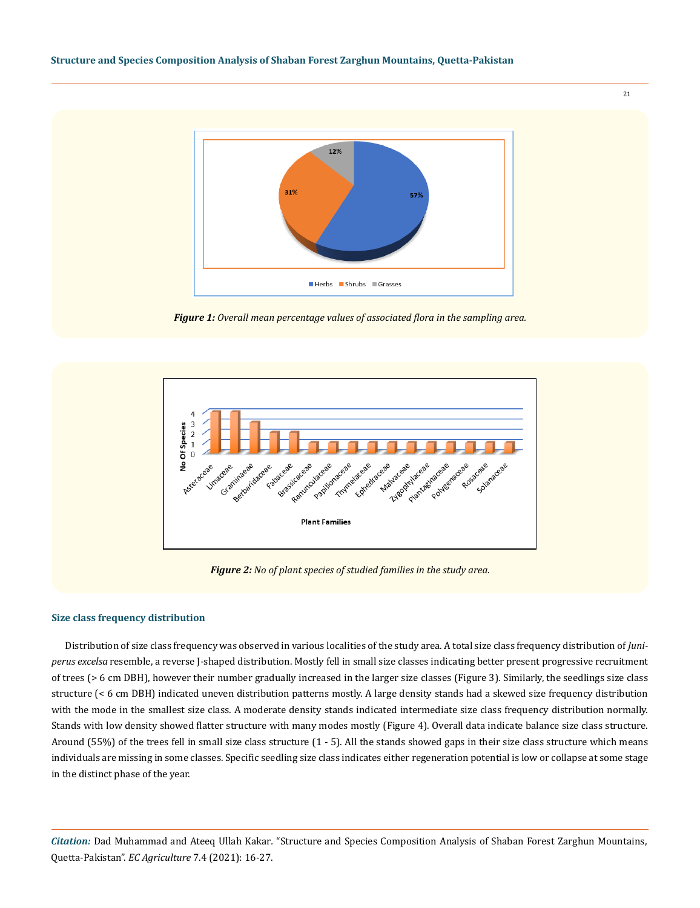Figure 1: Overall mean percentage values of associated flora in the sampling area.

Figure 2: No of plant species of studied families in the study area.

### Size class frequency distribution

Distribution of size class frequency was observed in various localities of the study area. A total size class frequency distribution of *Juniperus excelsa* resemble, a reverse J-shaped distribution. Mostly fell in small size classes indicating better present progressive recruitment of trees (> 6 cm DBH), however their number gradually increased in the larger size classes (Figure 3). Similarly, the seedlings size class structure (< 6 cm DBH) indicated uneven distribution patterns mostly. A large density stands had a skewed size frequency distribution with the mode in the smallest size class. A moderate density stands indicated intermediate size class frequency distribution normally. Stands with low density showed flatter structure with many modes mostly (Figure 4). Overall data indicate balance size class structure. Around (55%) of the trees fell in small size class structure (1 - 5). All the stands showed gaps in their size class structure which means individuals are missing in some classes. Specific seedling size class indicates either regeneration potential is low or collapse at some stage in the distinct phase of the year.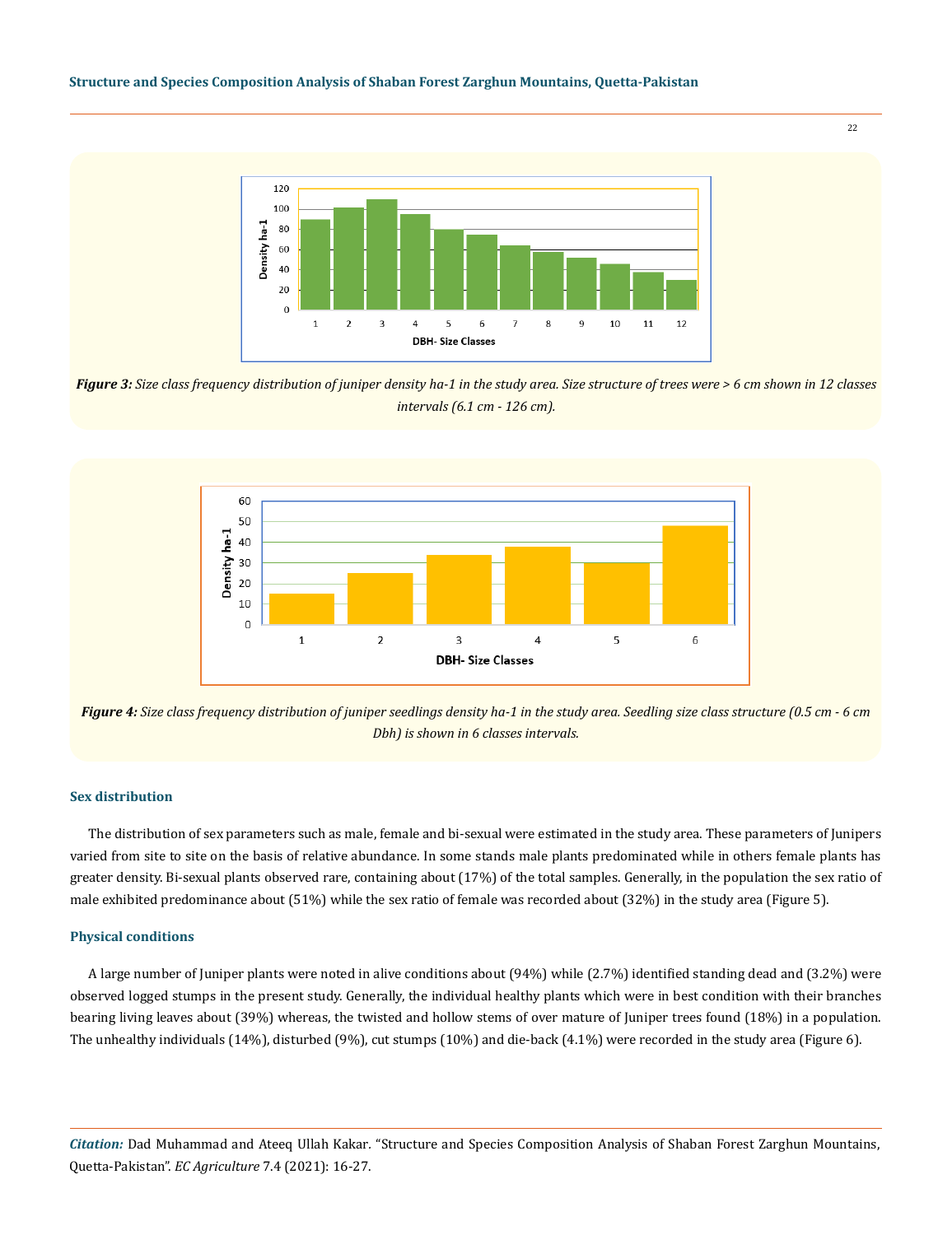**Figure 3:** *Size class frequency distribution of juniper density ha-1 in the study area. Size structure of trees were > 6 cm shown in 12 classes intervals (6.1 cm - 126 cm).*

**Figure 4:** *Size class frequency distribution of juniper seedlings density ha-1 in the study area. Seedling size class structure (0.5 cm - 6 cm Dbh) is shown in 6 classes intervals.*

### Sex distribution

The distribution of sex parameters such as male, female and bi-sexual were estimated in the study area. These parameters of Junipers varied from site to site on the basis of relative abundance. In some stands male plants predominated while in others female plants has greater density. Bi-sexual plants observed rare, containing about (17%) of the total samples. Generally, in the population the sex ratio of male exhibited predominance about (51%) while the sex ratio of female was recorded about (32%) in the study area (Figure 5).

### Physical conditions

A large number of Juniper plants were noted in alive conditions about (94%) while (2.7%) identified standing dead and (3.2%) were observed logged stumps in the present study. Generally, the individual healthy plants which were in best condition with their branches bearing living leaves about (39%) whereas, the twisted and hollow stems of over mature of Juniper trees found (18%) in a population. The unhealthy individuals (14%), disturbed (9%), cut stumps (10%) and die-back (4.1%) were recorded in the study area (Figure 6).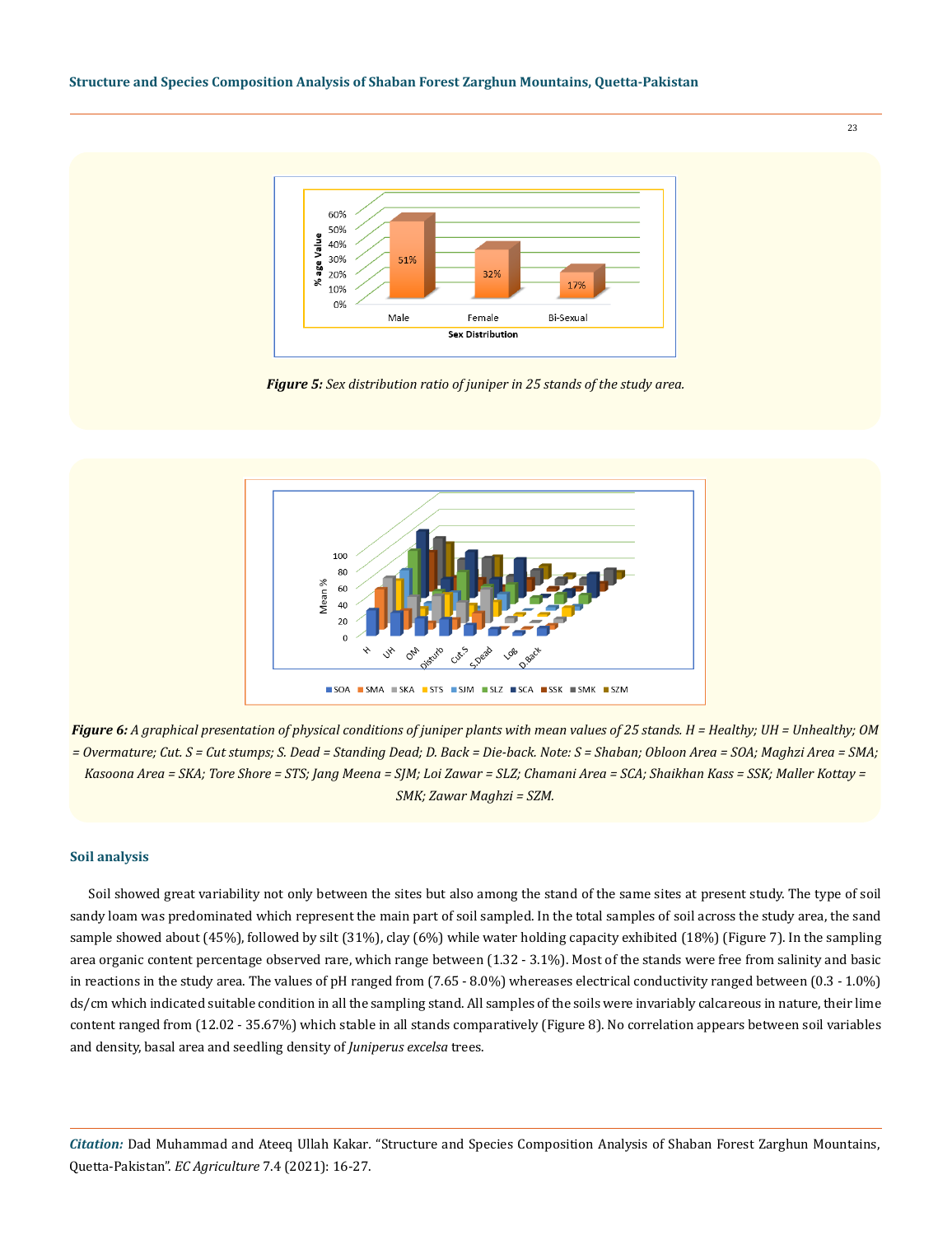**Figure 5:** *Sex distribution ratio of juniper in 25 stands of the study area.*

**Figure 6:** *A graphical presentation of physical conditions of juniper plants with mean values of 25 stands. H = Healthy; UH = Unhealthy; OM = Overmature; Cut. S = Cut stumps; S. Dead = Standing Dead; D. Back = Die-back. Note: S = Shaban; Obloon Area = SOA; Maghzi Area = SMA; Kasoona Area = SKA; Tore Shore = STS; Jang Meena = SJM; Loi Zawar = SLZ; Chamani Area = SCA; Shaikhan Kass = SSK; Maller Kottay = SMK; Zawar Maghzi = SZM.*

### Soil analysis

Soil showed great variability not only between the sites but also among the stand of the same sites at present study. The type of soil sandy loam was predominated which represent the main part of soil sampled. In the total samples of soil across the study area, the sand sample showed about (45%), followed by silt (31%), clay (6%) while water holding capacity exhibited (18%) (Figure 7). In the sampling area organic content percentage observed rare, which range between (1.32 - 3.1%). Most of the stands were free from salinity and basic in reactions in the study area. The values of pH ranged from (7.65 - 8.0%) whereases electrical conductivity ranged between (0.3 - 1.0%) ds/cm which indicated suitable condition in all the sampling stand. All samples of the soils were invariably calcareous in nature, their lime content ranged from (12.02 - 35.67%) which stable in all stands comparatively (Figure 8). No correlation appears between soil variables and density, basal area and seedling density of *Juniperus excelsa* trees.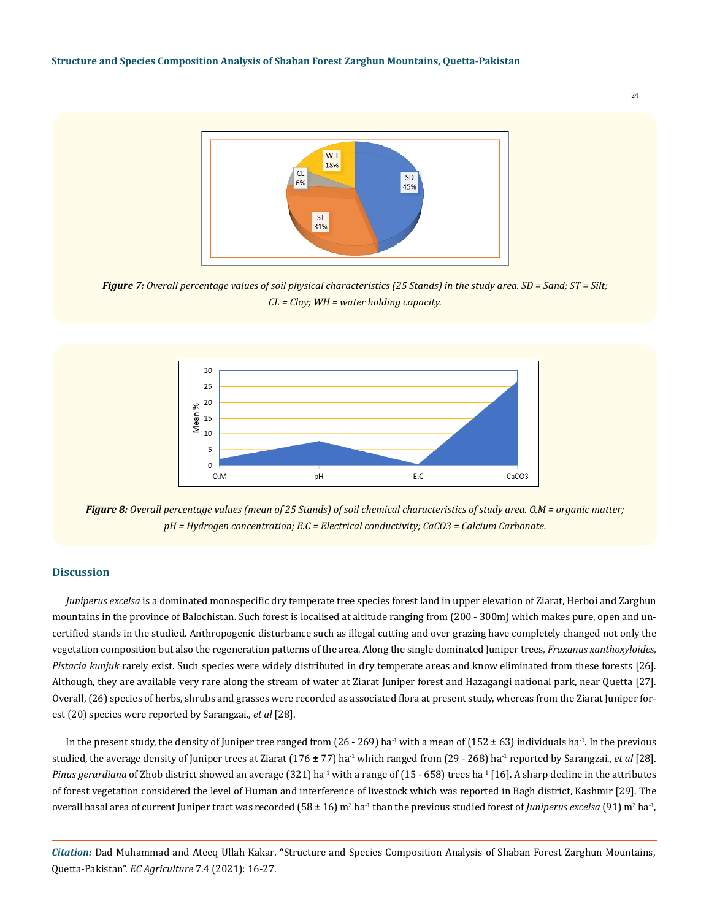**Figure 7:** *Overall percentage values of soil physical characteristics (25 Stands) in the study area. SD = Sand; ST = Silt; CL = Clay; WH = water holding capacity.*

**Figure 8:** *Overall percentage values (mean of 25 Stands) of soil chemical characteristics of study area. O.M = organic matter; pH = Hydrogen concentration; E.C = Electrical conductivity; CaCO3 = Calcium Carbonate.*

## Discussion

*Juniperus excelsa* is a dominated monospecific dry temperate tree species forest land in upper elevation of Ziarat, Herboi and Zarghun mountains in the province of Balochistan. Such forest is localised at altitude ranging from (200 - 300m) which makes pure, open and uncertified stands in the studied. Anthropogenic disturbance such as illegal cutting and over grazing have completely changed not only the vegetation composition but also the regeneration patterns of the area. Along the single dominated Juniper trees, *Fraxanus xanthoxyloides, Pistacia kunjuk* rarely exist. Such species were widely distributed in dry temperate areas and know eliminated from these forests [26]. Although, they are available very rare along the stream of water at Ziarat Juniper forest and Hazagangi national park, near Quetta [27]. Overall, (26) species of herbs, shrubs and grasses were recorded as associated flora at present study, whereas from the Ziarat Juniper forest (20) species were reported by Sarangzai., *et al* [28].

In the present study, the density of Juniper tree ranged from (26 - 269) $ha^{-1}$ with a mean of (152 ± 63) individuals $ha^{-1}$. In the previous studied, the average density of Juniper trees at Ziarat (176 **±** 77) $ha^{-1}$ which ranged from (29 - 268) $ha^{-1}$ reported by Sarangzai., *et al* [28]. *Pinus gerardiana* of Zhob district showed an average (321) $ha^{-1}$ with a range of (15 - 658) trees $ha^{-1}$ [16]. A sharp decline in the attributes of forest vegetation considered the level of Human and interference of livestock which was reported in Bagh district, Kashmir [29]. The overall basal area of current Juniper tract was recorded (58 ± 16) $m^2$ $ha^{-1}$ than the previous studied forest of *Juniperus excelsa* (91) $m^2$ $ha^{-1}$,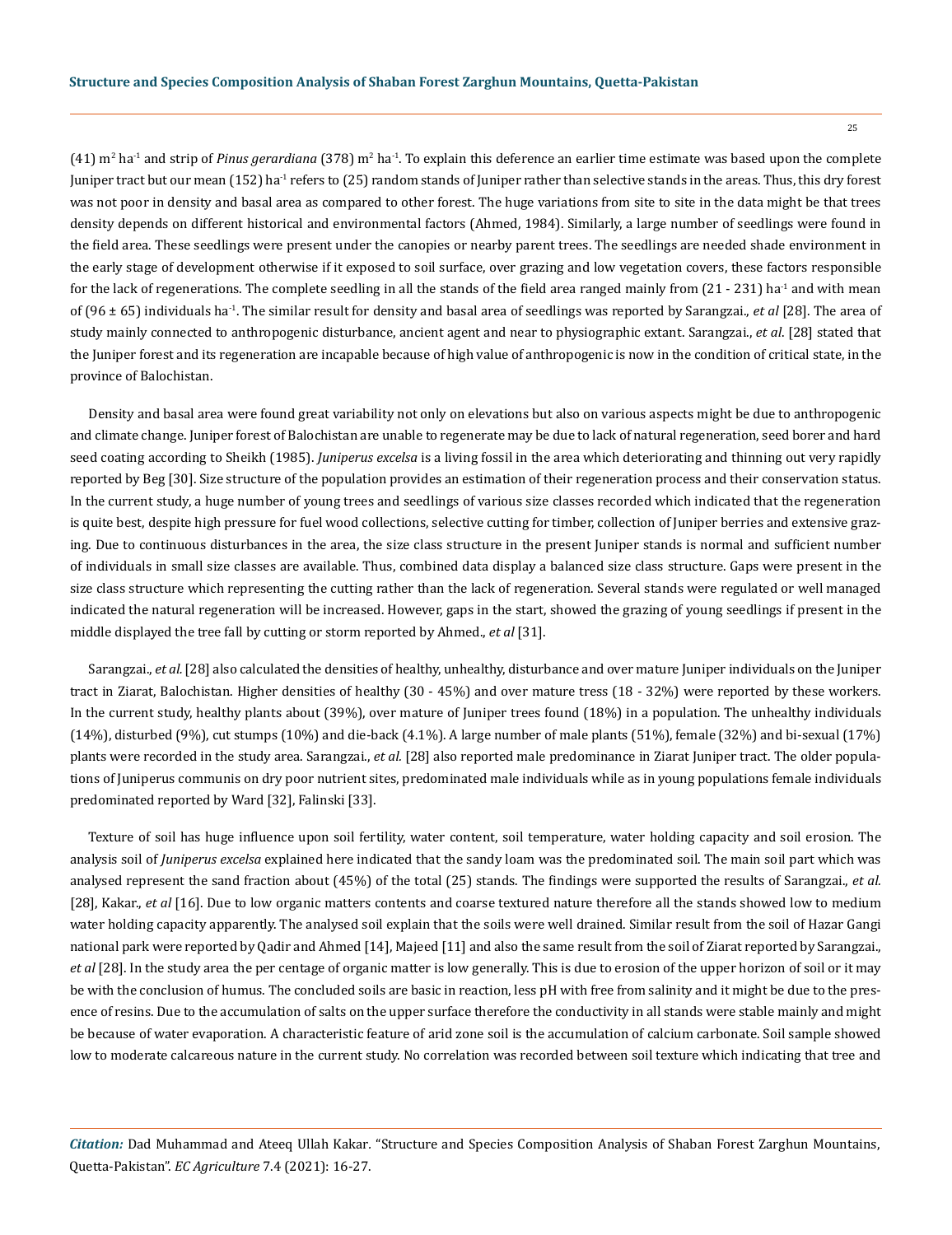(41) $m^2$ $ha^{-1}$ and strip of *Pinus gerardiana* (378) $m^2$ $ha^{-1}$. To explain this deference an earlier time estimate was based upon the complete Juniper tract but our mean (152) $ha^{-1}$ refers to (25) random stands of Juniper rather than selective stands in the areas. Thus, this dry forest was not poor in density and basal area as compared to other forest. The huge variations from site to site in the data might be that trees density depends on different historical and environmental factors (Ahmed, 1984). Similarly, a large number of seedlings were found in the field area. These seedlings were present under the canopies or nearby parent trees. The seedlings are needed shade environment in the early stage of development otherwise if it exposed to soil surface, over grazing and low vegetation covers, these factors responsible for the lack of regenerations. The complete seedling in all the stands of the field area ranged mainly from (21 - 231) $ha^{-1}$ and with mean of (96 ± 65) individuals $ha^{-1}$. The similar result for density and basal area of seedlings was reported by Sarangzai., *et al* [28]. The area of study mainly connected to anthropogenic disturbance, ancient agent and near to physiographic extant. Sarangzai., *et al*. [28] stated that the Juniper forest and its regeneration are incapable because of high value of anthropogenic is now in the condition of critical state, in the province of Balochistan.

Density and basal area were found great variability not only on elevations but also on various aspects might be due to anthropogenic and climate change. Juniper forest of Balochistan are unable to regenerate may be due to lack of natural regeneration, seed borer and hard seed coating according to Sheikh (1985). *Juniperus excelsa* is a living fossil in the area which deteriorating and thinning out very rapidly reported by Beg [30]. Size structure of the population provides an estimation of their regeneration process and their conservation status. In the current study, a huge number of young trees and seedlings of various size classes recorded which indicated that the regeneration is quite best, despite high pressure for fuel wood collections, selective cutting for timber, collection of Juniper berries and extensive grazing. Due to continuous disturbances in the area, the size class structure in the present Juniper stands is normal and sufficient number of individuals in small size classes are available. Thus, combined data display a balanced size class structure. Gaps were present in the size class structure which representing the cutting rather than the lack of regeneration. Several stands were regulated or well managed indicated the natural regeneration will be increased. However, gaps in the start, showed the grazing of young seedlings if present in the middle displayed the tree fall by cutting or storm reported by Ahmed., *et al* [31].

Sarangzai., *et al*. [28] also calculated the densities of healthy, unhealthy, disturbance and over mature Juniper individuals on the Juniper tract in Ziarat, Balochistan. Higher densities of healthy (30 - 45%) and over mature tress (18 - 32%) were reported by these workers. In the current study, healthy plants about (39%), over mature of Juniper trees found (18%) in a population. The unhealthy individuals (14%), disturbed (9%), cut stumps (10%) and die-back (4.1%). A large number of male plants (51%), female (32%) and bi-sexual (17%) plants were recorded in the study area. Sarangzai., *et al.* [28] also reported male predominance in Ziarat Juniper tract. The older populations of Juniperus communis on dry poor nutrient sites, predominated male individuals while as in young populations female individuals predominated reported by Ward [32], Falinski [33].

Texture of soil has huge influence upon soil fertility, water content, soil temperature, water holding capacity and soil erosion. The analysis soil of *Juniperus excelsa* explained here indicated that the sandy loam was the predominated soil. The main soil part which was analysed represent the sand fraction about (45%) of the total (25) stands. The findings were supported the results of Sarangzai., *et al.* [28], Kakar., *et al* [16]. Due to low organic matters contents and coarse textured nature therefore all the stands showed low to medium water holding capacity apparently. The analysed soil explain that the soils were well drained. Similar result from the soil of Hazar Gangi national park were reported by Qadir and Ahmed [14], Majeed [11] and also the same result from the soil of Ziarat reported by Sarangzai., *et al* [28]. In the study area the per centage of organic matter is low generally. This is due to erosion of the upper horizon of soil or it may be with the conclusion of humus. The concluded soils are basic in reaction, less pH with free from salinity and it might be due to the presence of resins. Due to the accumulation of salts on the upper surface therefore the conductivity in all stands were stable mainly and might be because of water evaporation. A characteristic feature of arid zone soil is the accumulation of calcium carbonate. Soil sample showed low to moderate calcareous nature in the current study. No correlation was recorded between soil texture which indicating that tree and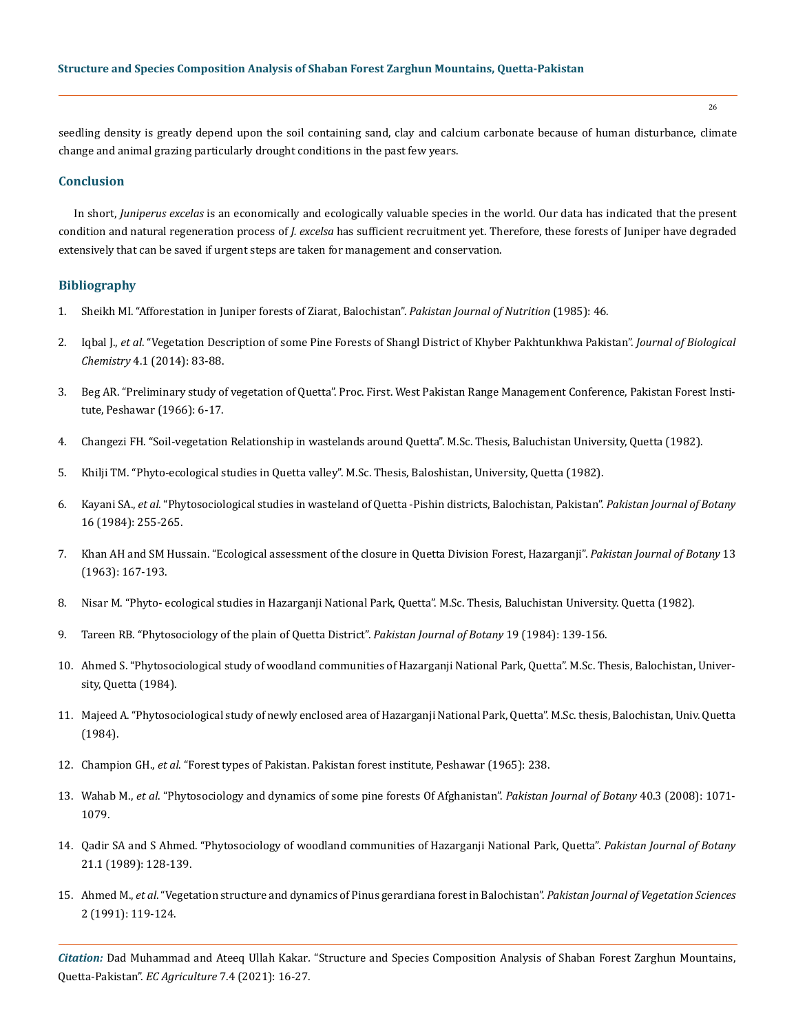seedling density is greatly depend upon the soil containing sand, clay and calcium carbonate because of human disturbance, climate change and animal grazing particularly drought conditions in the past few years.

## Conclusion

In short, *Juniperus excelas* is an economically and ecologically valuable species in the world. Our data has indicated that the present condition and natural regeneration process of *J. excelsa* has sufficient recruitment yet. Therefore, these forests of Juniper have degraded extensively that can be saved if urgent steps are taken for management and conservation.

## Bibliography

1. Sheikh MI. "Afforestation in Juniper forests of Ziarat, Balochistan". *Pakistan Journal of Nutrition* (1985): 46.
2. Iqbal J., *et al*. "Vegetation Description of some Pine Forests of Shangl District of Khyber Pakhtunkhwa Pakistan". *Journal of Biological Chemistry* 4.1 (2014): 83-88.
3. Beg AR. "Preliminary study of vegetation of Quetta". Proc. First. West Pakistan Range Management Conference, Pakistan Forest Institute, Peshawar (1966): 6-17.
4. Changezi FH. "Soil-vegetation Relationship in wastelands around Quetta". M.Sc. Thesis, Baluchistan University, Quetta (1982).
5. Khilji TM. "Phyto-ecological studies in Quetta valley". M.Sc. Thesis, Baloshistan, University, Quetta (1982).
6. Kayani SA., *et al*. "Phytosociological studies in wasteland of Quetta -Pishin districts, Balochistan, Pakistan". *Pakistan Journal of Botany* 16 (1984): 255-265.
7. Khan AH and SM Hussain. "Ecological assessment of the closure in Quetta Division Forest, Hazarganji". *Pakistan Journal of Botany* 13 (1963): 167-193.
8. Nisar M. "Phyto- ecological studies in Hazarganji National Park, Quetta". M.Sc. Thesis, Baluchistan University. Quetta (1982).
9. Tareen RB. "Phytosociology of the plain of Quetta District". *Pakistan Journal of Botany* 19 (1984): 139-156.
10. Ahmed S. "Phytosociological study of woodland communities of Hazarganji National Park, Quetta". M.Sc. Thesis, Balochistan, University, Quetta (1984).
11. Majeed A. "Phytosociological study of newly enclosed area of Hazarganji National Park, Quetta". M.Sc. thesis, Balochistan, Univ. Quetta (1984).
12. Champion GH., *et al*. "Forest types of Pakistan. Pakistan forest institute, Peshawar (1965): 238.
13. Wahab M., *et al*. "Phytosociology and dynamics of some pine forests Of Afghanistan". *Pakistan Journal of Botany* 40.3 (2008): 1071-1079.
14. Qadir SA and S Ahmed. "Phytosociology of woodland communities of Hazarganji National Park, Quetta". *Pakistan Journal of Botany* 21.1 (1989): 128-139.
15. Ahmed M., *et al*. "Vegetation structure and dynamics of Pinus gerardiana forest in Balochistan". *Pakistan Journal of Vegetation Sciences* 2 (1991): 119-124.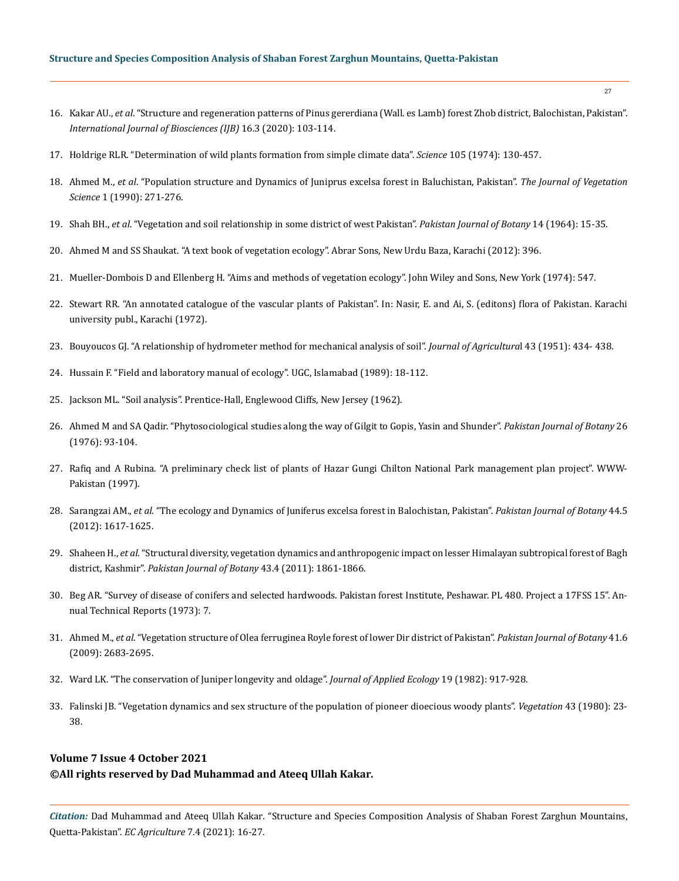16. Kakar AU., *et al*. "Structure and regeneration patterns of Pinus gererdiana (Wall. es Lamb) forest Zhob district, Balochistan, Pakistan". *International Journal of Biosciences (IJB)* 16.3 (2020): 103-114.
17. Holdrige RLR. "Determination of wild plants formation from simple climate data". *Science* 105 (1974): 130-457.
18. Ahmed M., *et al*. "Population structure and Dynamics of Juniprus excelsa forest in Baluchistan, Pakistan". *The Journal of Vegetation Science* 1 (1990): 271-276.
19. Shah BH., *et al*. "Vegetation and soil relationship in some district of west Pakistan". *Pakistan Journal of Botany* 14 (1964): 15-35.
20. Ahmed M and SS Shaukat. "A text book of vegetation ecology". Abrar Sons, New Urdu Baza, Karachi (2012): 396.
21. Mueller-Dombois D and Ellenberg H. "Aims and methods of vegetation ecology". John Wiley and Sons, New York (1974): 547.
22. Stewart RR. "An annotated catalogue of the vascular plants of Pakistan". In: Nasir, E. and Ai, S. (editons) flora of Pakistan. Karachi university publ., Karachi (1972).
23. Bouyoucos GJ. "A relationship of hydrometer method for mechanical analysis of soil". *Journal of Agricultura*l 43 (1951): 434- 438.
24. Hussain F. "Field and laboratory manual of ecology". UGC, Islamabad (1989): 18-112.
25. Jackson ML. "Soil analysis". Prentice-Hall, Englewood Cliffs, New Jersey (1962).
26. Ahmed M and SA Qadir. "Phytosociological studies along the way of Gilgit to Gopis, Yasin and Shunder". *Pakistan Journal of Botany* 26 (1976): 93-104.
27. Rafiq and A Rubina. "A preliminary check list of plants of Hazar Gungi Chilton National Park management plan project". WWW-Pakistan (1997).
28. Sarangzai AM., *et al*. "The ecology and Dynamics of Juniferus excelsa forest in Balochistan, Pakistan". *Pakistan Journal of Botany* 44.5 (2012): 1617-1625.
29. Shaheen H., *et al*. "Structural diversity, vegetation dynamics and anthropogenic impact on lesser Himalayan subtropical forest of Bagh district, Kashmir". *Pakistan Journal of Botany* 43.4 (2011): 1861-1866.
30. Beg AR. "Survey of disease of conifers and selected hardwoods. Pakistan forest Institute, Peshawar. PL 480. Project a 17FSS 15". Annual Technical Reports (1973): 7.
31. Ahmed M., *et al*. "Vegetation structure of Olea ferruginea Royle forest of lower Dir district of Pakistan". *Pakistan Journal of Botany* 41.6 (2009): 2683-2695.
32. Ward LK. "The conservation of Juniper longevity and oldage". *Journal of Applied Ecology* 19 (1982): 917-928.
33. Falinski JB. "Vegetation dynamics and sex structure of the population of pioneer dioecious woody plants". *Vegetation* 43 (1980): 23-38.

**Volume 7 Issue 4 October 2021**
**©All rights reserved by Dad Muhammad and Ateeq Ullah Kakar.**